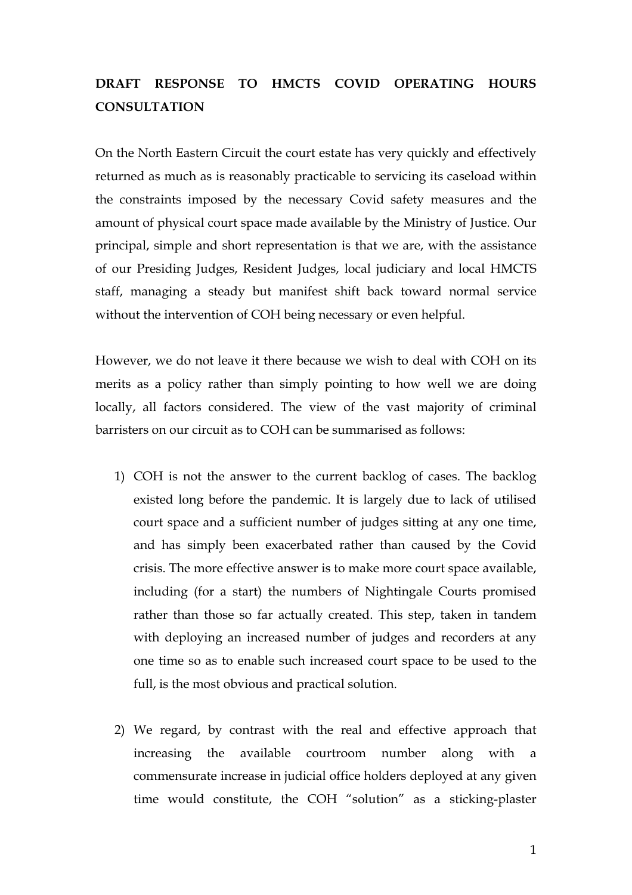**DRAFT RESPONSE TO HMCTS COVID OPERATING HOURS CONSULTATION**

On the North Eastern Circuit the court estate has very quickly and effectively returned as much as is reasonably practicable to servicing its caseload within the constraints imposed by the necessary Covid safety measures and the amount of physical court space made available by the Ministry of Justice. Our principal, simple and short representation is that we are, with the assistance of our Presiding Judges, Resident Judges, local judiciary and local HMCTS staff, managing a steady but manifest shift back toward normal service without the intervention of COH being necessary or even helpful.

However, we do not leave it there because we wish to deal with COH on its merits as a policy rather than simply pointing to how well we are doing locally, all factors considered. The view of the vast majority of criminal barristers on our circuit as to COH can be summarised as follows:

1) COH is not the answer to the current backlog of cases. The backlog existed long before the pandemic. It is largely due to lack of utilised court space and a sufficient number of judges sitting at any one time, and has simply been exacerbated rather than caused by the Covid crisis. The more effective answer is to make more court space available, including (for a start) the numbers of Nightingale Courts promised rather than those so far actually created. This step, taken in tandem with deploying an increased number of judges and recorders at any one time so as to enable such increased court space to be used to the full, is the most obvious and practical solution.

2) We regard, by contrast with the real and effective approach that increasing the available courtroom number along with a commensurate increase in judicial office holders deployed at any given time would constitute, the COH "solution" as a sticking-plaster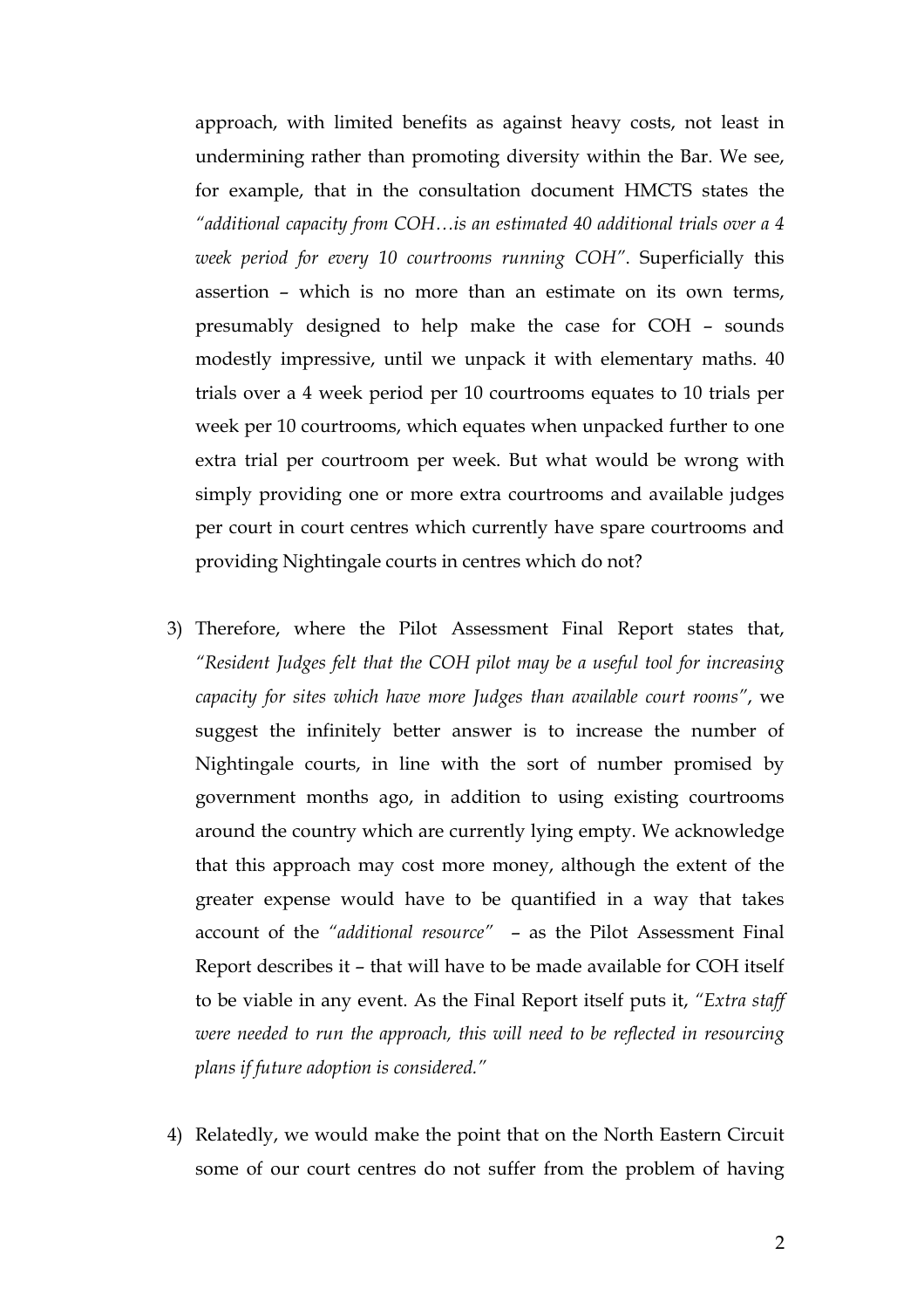approach, with limited benefits as against heavy costs, not least in undermining rather than promoting diversity within the Bar. We see, for example, that in the consultation document HMCTS states the *"additional capacity from COH…is an estimated 40 additional trials over a 4 week period for every 10 courtrooms running COH"*. Superficially this assertion – which is no more than an estimate on its own terms, presumably designed to help make the case for COH – sounds modestly impressive, until we unpack it with elementary maths. 40 trials over a 4 week period per 10 courtrooms equates to 10 trials per week per 10 courtrooms, which equates when unpacked further to one extra trial per courtroom per week. But what would be wrong with simply providing one or more extra courtrooms and available judges per court in court centres which currently have spare courtrooms and providing Nightingale courts in centres which do not?

3) Therefore, where the Pilot Assessment Final Report states that, *"Resident Judges felt that the COH pilot may be a useful tool for increasing capacity for sites which have more Judges than available court rooms"*, we suggest the infinitely better answer is to increase the number of Nightingale courts, in line with the sort of number promised by government months ago, in addition to using existing courtrooms around the country which are currently lying empty. We acknowledge that this approach may cost more money, although the extent of the greater expense would have to be quantified in a way that takes account of the *"additional resource"* – as the Pilot Assessment Final Report describes it – that will have to be made available for COH itself to be viable in any event. As the Final Report itself puts it, *"Extra staff were needed to run the approach, this will need to be reflected in resourcing plans if future adoption is considered."*

4) Relatedly, we would make the point that on the North Eastern Circuit some of our court centres do not suffer from the problem of having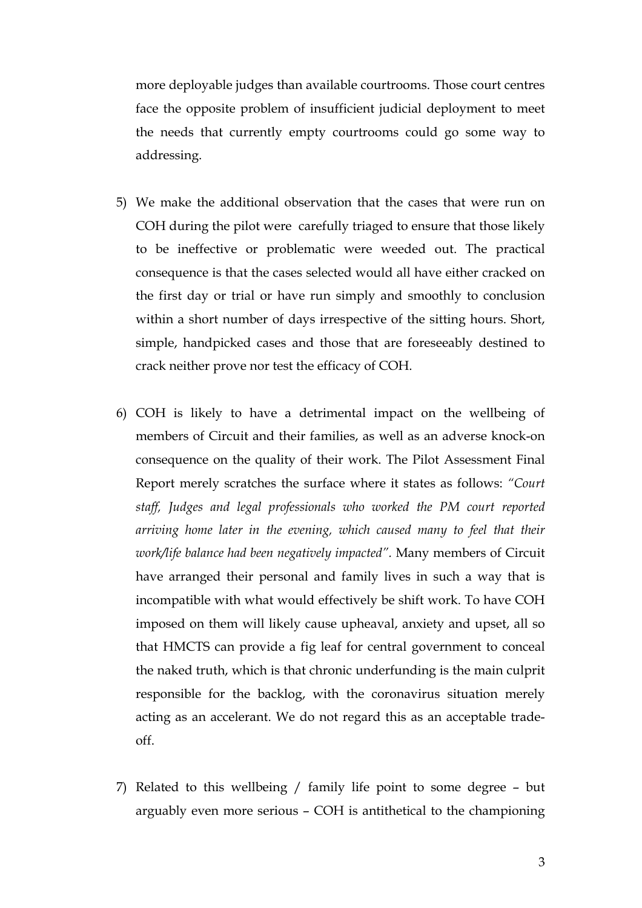more deployable judges than available courtrooms. Those court centres face the opposite problem of insufficient judicial deployment to meet the needs that currently empty courtrooms could go some way to addressing.

5) We make the additional observation that the cases that were run on COH during the pilot were carefully triaged to ensure that those likely to be ineffective or problematic were weeded out. The practical consequence is that the cases selected would all have either cracked on the first day or trial or have run simply and smoothly to conclusion within a short number of days irrespective of the sitting hours. Short, simple, handpicked cases and those that are foreseeably destined to crack neither prove nor test the efficacy of COH.

6) COH is likely to have a detrimental impact on the wellbeing of members of Circuit and their families, as well as an adverse knock-on consequence on the quality of their work. The Pilot Assessment Final Report merely scratches the surface where it states as follows: *"Court staff, Judges and legal professionals who worked the PM court reported arriving home later in the evening, which caused many to feel that their work/life balance had been negatively impacted"*. Many members of Circuit have arranged their personal and family lives in such a way that is incompatible with what would effectively be shift work. To have COH imposed on them will likely cause upheaval, anxiety and upset, all so that HMCTS can provide a fig leaf for central government to conceal the naked truth, which is that chronic underfunding is the main culprit responsible for the backlog, with the coronavirus situation merely acting as an accelerant. We do not regard this as an acceptable trade-off.

7) Related to this wellbeing / family life point to some degree – but arguably even more serious – COH is antithetical to the championing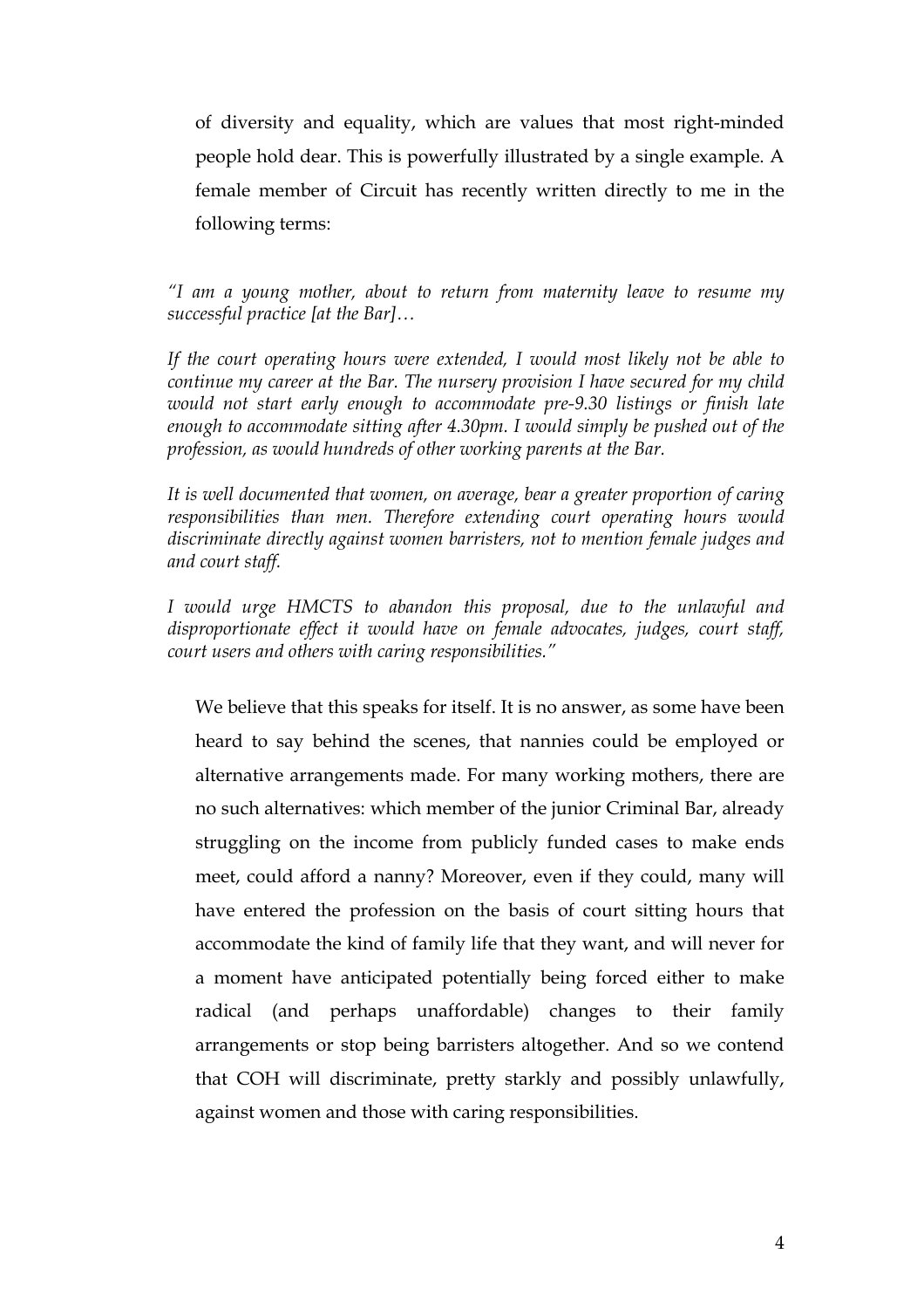of diversity and equality, which are values that most right-minded people hold dear. This is powerfully illustrated by a single example. A female member of Circuit has recently written directly to me in the following terms:

*"I am a young mother, about to return from maternity leave to resume my successful practice [at the Bar]…*

*If the court operating hours were extended, I would most likely not be able to continue my career at the Bar. The nursery provision I have secured for my child would not start early enough to accommodate pre-9.30 listings or finish late enough to accommodate sitting after 4.30pm. I would simply be pushed out of the profession, as would hundreds of other working parents at the Bar.*

*It is well documented that women, on average, bear a greater proportion of caring responsibilities than men. Therefore extending court operating hours would discriminate directly against women barristers, not to mention female judges and and court staff.*

*I would urge HMCTS to abandon this proposal, due to the unlawful and disproportionate effect it would have on female advocates, judges, court staff, court users and others with caring responsibilities."*

We believe that this speaks for itself. It is no answer, as some have been heard to say behind the scenes, that nannies could be employed or alternative arrangements made. For many working mothers, there are no such alternatives: which member of the junior Criminal Bar, already struggling on the income from publicly funded cases to make ends meet, could afford a nanny? Moreover, even if they could, many will have entered the profession on the basis of court sitting hours that accommodate the kind of family life that they want, and will never for a moment have anticipated potentially being forced either to make radical (and perhaps unaffordable) changes to their family arrangements or stop being barristers altogether. And so we contend that COH will discriminate, pretty starkly and possibly unlawfully, against women and those with caring responsibilities.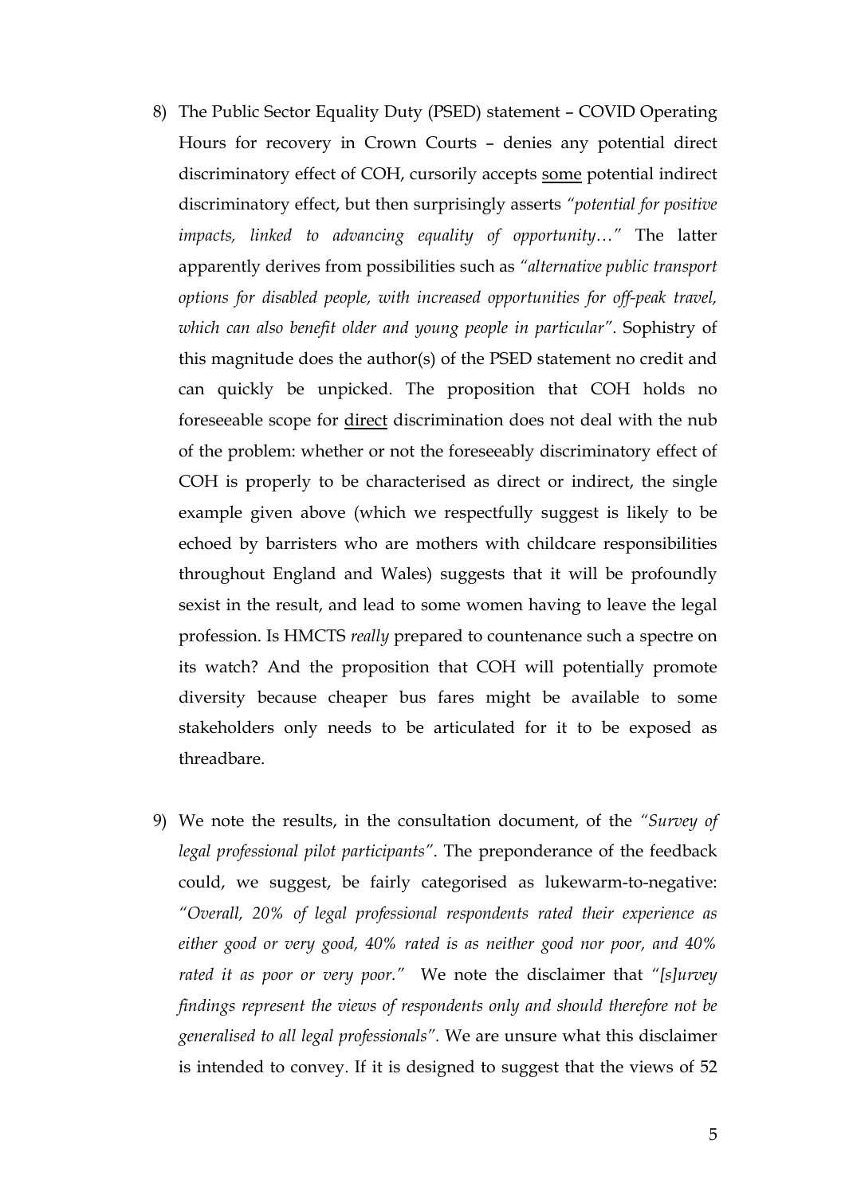8) The Public Sector Equality Duty (PSED) statement – COVID Operating Hours for recovery in Crown Courts – denies any potential direct discriminatory effect of COH, cursorily accepts <u>some</u> potential indirect discriminatory effect, but then surprisingly asserts *"potential for positive impacts, linked to advancing equality of opportunity…"* The latter apparently derives from possibilities such as *"alternative public transport options for disabled people, with increased opportunities for off-peak travel, which can also benefit older and young people in particular"*. Sophistry of this magnitude does the author(s) of the PSED statement no credit and can quickly be unpicked. The proposition that COH holds no foreseeable scope for <u>direct</u> discrimination does not deal with the nub of the problem: whether or not the foreseeably discriminatory effect of COH is properly to be characterised as direct or indirect, the single example given above (which we respectfully suggest is likely to be echoed by barristers who are mothers with childcare responsibilities throughout England and Wales) suggests that it will be profoundly sexist in the result, and lead to some women having to leave the legal profession. Is HMCTS *really* prepared to countenance such a spectre on its watch? And the proposition that COH will potentially promote diversity because cheaper bus fares might be available to some stakeholders only needs to be articulated for it to be exposed as threadbare.

9) We note the results, in the consultation document, of the *"Survey of legal professional pilot participants"*. The preponderance of the feedback could, we suggest, be fairly categorised as lukewarm-to-negative: *"Overall, 20% of legal professional respondents rated their experience as either good or very good, 40% rated is as neither good nor poor, and 40% rated it as poor or very poor."* We note the disclaimer that *"[s]urvey findings represent the views of respondents only and should therefore not be generalised to all legal professionals"*. We are unsure what this disclaimer is intended to convey. If it is designed to suggest that the views of 52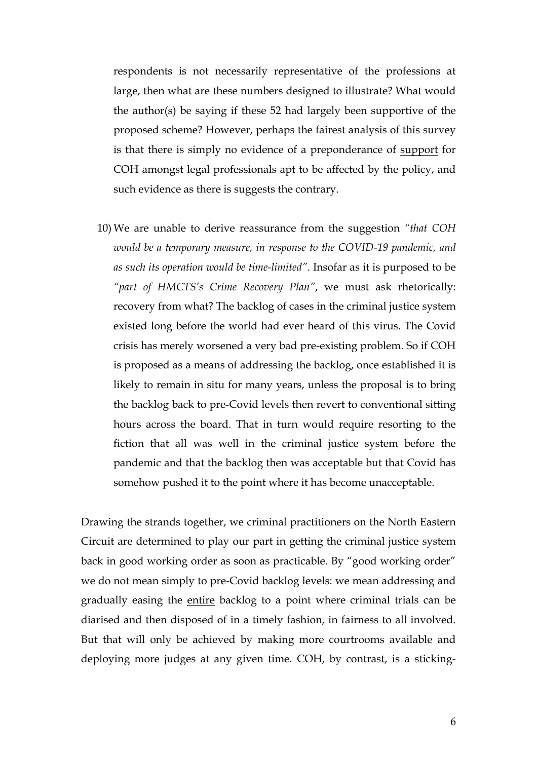respondents is not necessarily representative of the professions at large, then what are these numbers designed to illustrate? What would the author(s) be saying if these 52 had largely been supportive of the proposed scheme? However, perhaps the fairest analysis of this survey is that there is simply no evidence of a preponderance of <u>support</u> for COH amongst legal professionals apt to be affected by the policy, and such evidence as there is suggests the contrary.

10) We are unable to derive reassurance from the suggestion *"that COH would be a temporary measure, in response to the COVID-19 pandemic, and as such its operation would be time-limited"*. Insofar as it is purposed to be *"part of HMCTS's Crime Recovery Plan"*, we must ask rhetorically: recovery from what? The backlog of cases in the criminal justice system existed long before the world had ever heard of this virus. The Covid crisis has merely worsened a very bad pre-existing problem. So if COH is proposed as a means of addressing the backlog, once established it is likely to remain in situ for many years, unless the proposal is to bring the backlog back to pre-Covid levels then revert to conventional sitting hours across the board. That in turn would require resorting to the fiction that all was well in the criminal justice system before the pandemic and that the backlog then was acceptable but that Covid has somehow pushed it to the point where it has become unacceptable.

Drawing the strands together, we criminal practitioners on the North Eastern Circuit are determined to play our part in getting the criminal justice system back in good working order as soon as practicable. By "good working order" we do not mean simply to pre-Covid backlog levels: we mean addressing and gradually easing the <u>entire</u> backlog to a point where criminal trials can be diarised and then disposed of in a timely fashion, in fairness to all involved. But that will only be achieved by making more courtrooms available and deploying more judges at any given time. COH, by contrast, is a sticking-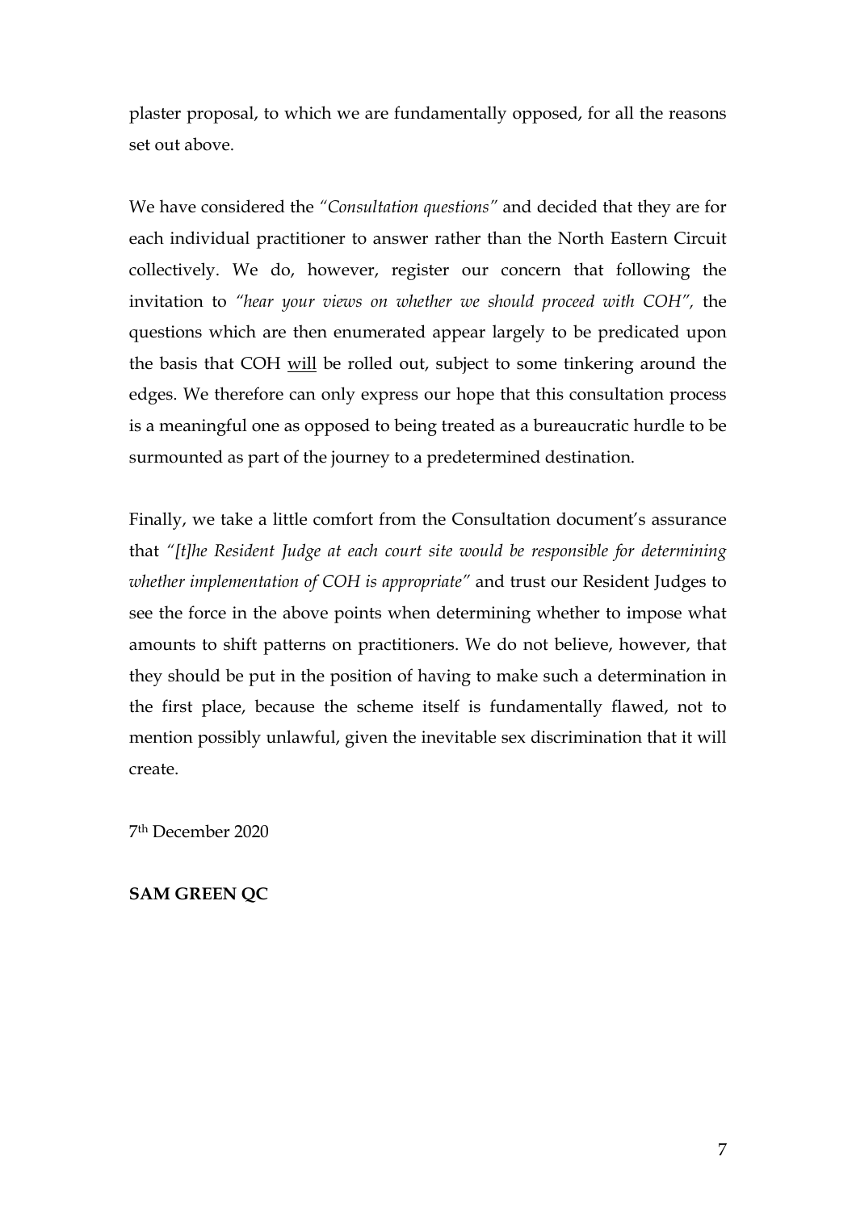plaster proposal, to which we are fundamentally opposed, for all the reasons set out above.

We have considered the *"Consultation questions"* and decided that they are for each individual practitioner to answer rather than the North Eastern Circuit collectively. We do, however, register our concern that following the invitation to *"hear your views on whether we should proceed with COH",* the questions which are then enumerated appear largely to be predicated upon the basis that COH <u>will</u> be rolled out, subject to some tinkering around the edges. We therefore can only express our hope that this consultation process is a meaningful one as opposed to being treated as a bureaucratic hurdle to be surmounted as part of the journey to a predetermined destination.

Finally, we take a little comfort from the Consultation document's assurance that *"[t]he Resident Judge at each court site would be responsible for determining whether implementation of COH is appropriate"* and trust our Resident Judges to see the force in the above points when determining whether to impose what amounts to shift patterns on practitioners. We do not believe, however, that they should be put in the position of having to make such a determination in the first place, because the scheme itself is fundamentally flawed, not to mention possibly unlawful, given the inevitable sex discrimination that it will create.

7th December 2020

**SAM GREEN QC**